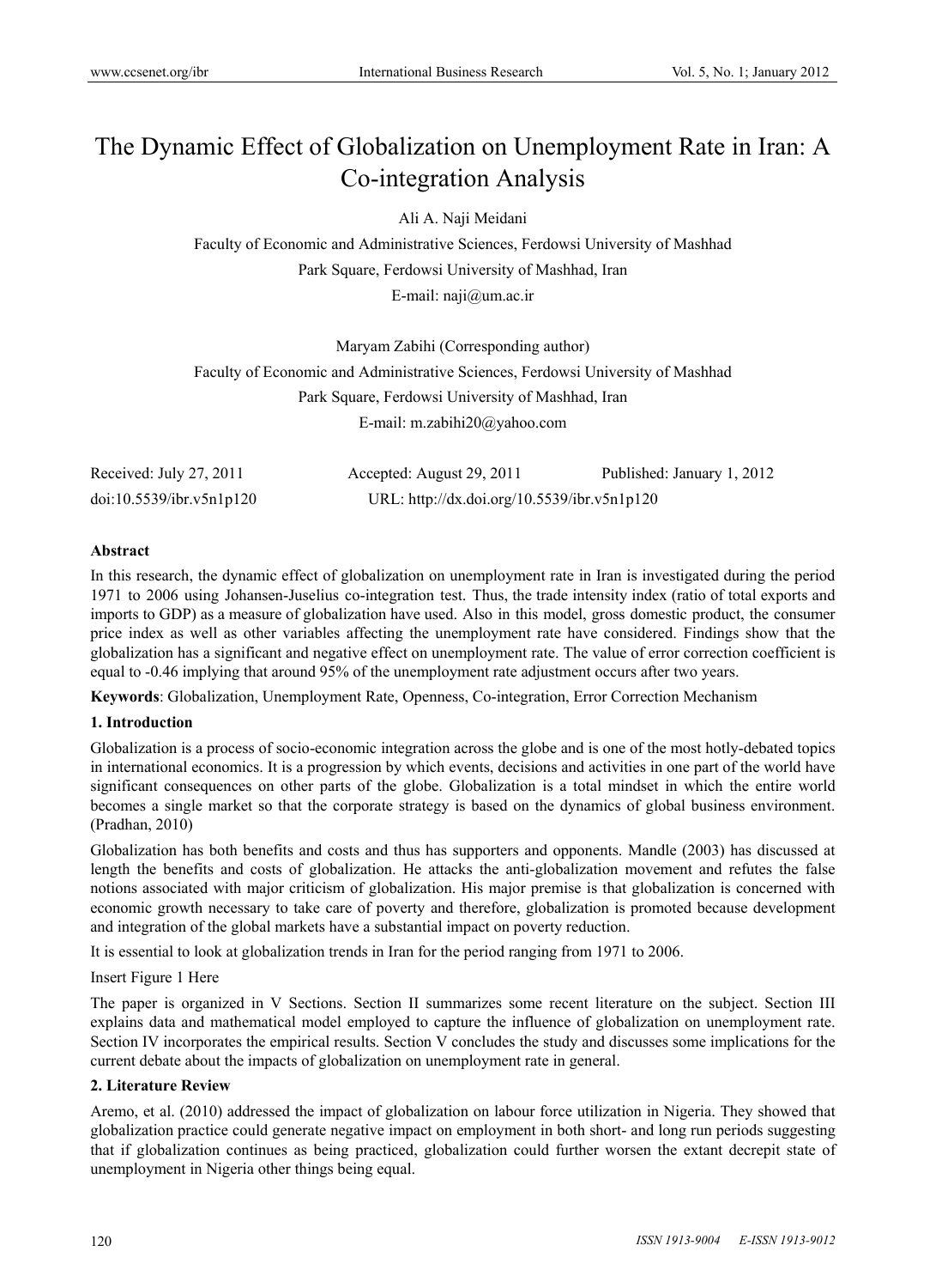# The Dynamic Effect of Globalization on Unemployment Rate in Iran: A Co-integration Analysis

Ali A. Naji Meidani

Faculty of Economic and Administrative Sciences, Ferdowsi University of Mashhad

Park Square, Ferdowsi University of Mashhad, Iran

E-mail: naji@um.ac.ir

Maryam Zabihi (Corresponding author)

Faculty of Economic and Administrative Sciences, Ferdowsi University of Mashhad

Park Square, Ferdowsi University of Mashhad, Iran

E-mail: m.zabihi20@yahoo.com

Received: July 27, 2011 Accepted: August 29, 2011 Published: January 1, 2012

doi:10.5539/ibr.v5n1p120 URL: http://dx.doi.org/10.5539/ibr.v5n1p120

**Abstract**

In this research, the dynamic effect of globalization on unemployment rate in Iran is investigated during the period 1971 to 2006 using Johansen-Juselius co-integration test. Thus, the trade intensity index (ratio of total exports and imports to GDP) as a measure of globalization have used. Also in this model, gross domestic product, the consumer price index as well as other variables affecting the unemployment rate have considered. Findings show that the globalization has a significant and negative effect on unemployment rate. The value of error correction coefficient is equal to -0.46 implying that around 95% of the unemployment rate adjustment occurs after two years.

**Keywords**: Globalization, Unemployment Rate, Openness, Co-integration, Error Correction Mechanism

## 1. Introduction

Globalization is a process of socio-economic integration across the globe and is one of the most hotly-debated topics in international economics. It is a progression by which events, decisions and activities in one part of the world have significant consequences on other parts of the globe. Globalization is a total mindset in which the entire world becomes a single market so that the corporate strategy is based on the dynamics of global business environment. (Pradhan, 2010)

Globalization has both benefits and costs and thus has supporters and opponents. Mandle (2003) has discussed at length the benefits and costs of globalization. He attacks the anti-globalization movement and refutes the false notions associated with major criticism of globalization. His major premise is that globalization is concerned with economic growth necessary to take care of poverty and therefore, globalization is promoted because development and integration of the global markets have a substantial impact on poverty reduction.

It is essential to look at globalization trends in Iran for the period ranging from 1971 to 2006.

Insert Figure 1 Here

The paper is organized in V Sections. Section II summarizes some recent literature on the subject. Section III explains data and mathematical model employed to capture the influence of globalization on unemployment rate. Section IV incorporates the empirical results. Section V concludes the study and discusses some implications for the current debate about the impacts of globalization on unemployment rate in general.

## 2. Literature Review

Aremo, et al. (2010) addressed the impact of globalization on labour force utilization in Nigeria. They showed that globalization practice could generate negative impact on employment in both short- and long run periods suggesting that if globalization continues as being practiced, globalization could further worsen the extant decrepit state of unemployment in Nigeria other things being equal.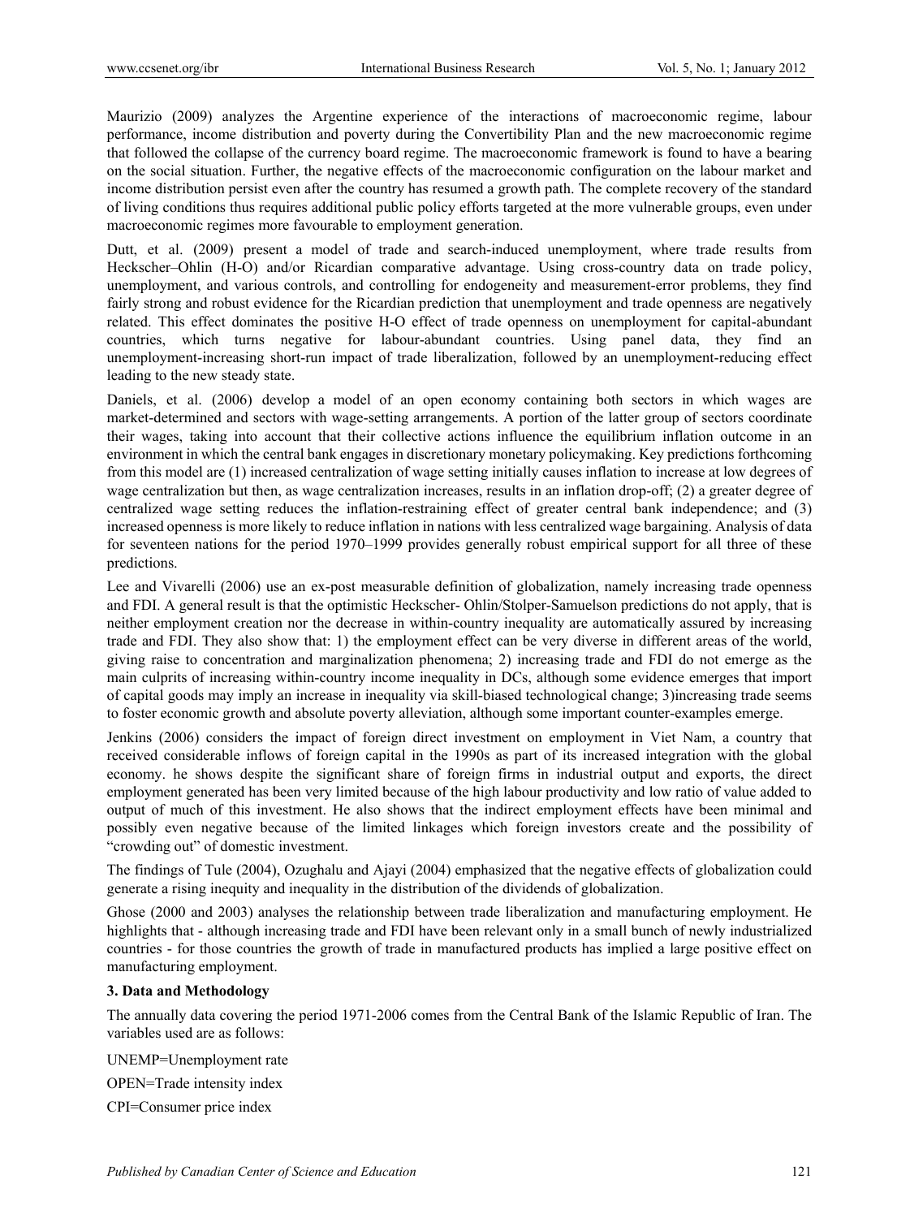Maurizio (2009) analyzes the Argentine experience of the interactions of macroeconomic regime, labour performance, income distribution and poverty during the Convertibility Plan and the new macroeconomic regime that followed the collapse of the currency board regime. The macroeconomic framework is found to have a bearing on the social situation. Further, the negative effects of the macroeconomic configuration on the labour market and income distribution persist even after the country has resumed a growth path. The complete recovery of the standard of living conditions thus requires additional public policy efforts targeted at the more vulnerable groups, even under macroeconomic regimes more favourable to employment generation.

Dutt, et al. (2009) present a model of trade and search-induced unemployment, where trade results from Heckscher–Ohlin (H-O) and/or Ricardian comparative advantage. Using cross-country data on trade policy, unemployment, and various controls, and controlling for endogeneity and measurement-error problems, they find fairly strong and robust evidence for the Ricardian prediction that unemployment and trade openness are negatively related. This effect dominates the positive H-O effect of trade openness on unemployment for capital-abundant countries, which turns negative for labour-abundant countries. Using panel data, they find an unemployment-increasing short-run impact of trade liberalization, followed by an unemployment-reducing effect leading to the new steady state.

Daniels, et al. (2006) develop a model of an open economy containing both sectors in which wages are market-determined and sectors with wage-setting arrangements. A portion of the latter group of sectors coordinate their wages, taking into account that their collective actions influence the equilibrium inflation outcome in an environment in which the central bank engages in discretionary monetary policymaking. Key predictions forthcoming from this model are (1) increased centralization of wage setting initially causes inflation to increase at low degrees of wage centralization but then, as wage centralization increases, results in an inflation drop-off; (2) a greater degree of centralized wage setting reduces the inflation-restraining effect of greater central bank independence; and (3) increased openness is more likely to reduce inflation in nations with less centralized wage bargaining. Analysis of data for seventeen nations for the period 1970–1999 provides generally robust empirical support for all three of these predictions.

Lee and Vivarelli (2006) use an ex-post measurable definition of globalization, namely increasing trade openness and FDI. A general result is that the optimistic Heckscher- Ohlin/Stolper-Samuelson predictions do not apply, that is neither employment creation nor the decrease in within-country inequality are automatically assured by increasing trade and FDI. They also show that: 1) the employment effect can be very diverse in different areas of the world, giving raise to concentration and marginalization phenomena; 2) increasing trade and FDI do not emerge as the main culprits of increasing within-country income inequality in DCs, although some evidence emerges that import of capital goods may imply an increase in inequality via skill-biased technological change; 3)increasing trade seems to foster economic growth and absolute poverty alleviation, although some important counter-examples emerge.

Jenkins (2006) considers the impact of foreign direct investment on employment in Viet Nam, a country that received considerable inflows of foreign capital in the 1990s as part of its increased integration with the global economy. he shows despite the significant share of foreign firms in industrial output and exports, the direct employment generated has been very limited because of the high labour productivity and low ratio of value added to output of much of this investment. He also shows that the indirect employment effects have been minimal and possibly even negative because of the limited linkages which foreign investors create and the possibility of "crowding out" of domestic investment.

The findings of Tule (2004), Ozughalu and Ajayi (2004) emphasized that the negative effects of globalization could generate a rising inequity and inequality in the distribution of the dividends of globalization.

Ghose (2000 and 2003) analyses the relationship between trade liberalization and manufacturing employment. He highlights that - although increasing trade and FDI have been relevant only in a small bunch of newly industrialized countries - for those countries the growth of trade in manufactured products has implied a large positive effect on manufacturing employment.

## 3. Data and Methodology

The annually data covering the period 1971-2006 comes from the Central Bank of the Islamic Republic of Iran. The variables used are as follows:

UNEMP=Unemployment rate

OPEN=Trade intensity index

CPI=Consumer price index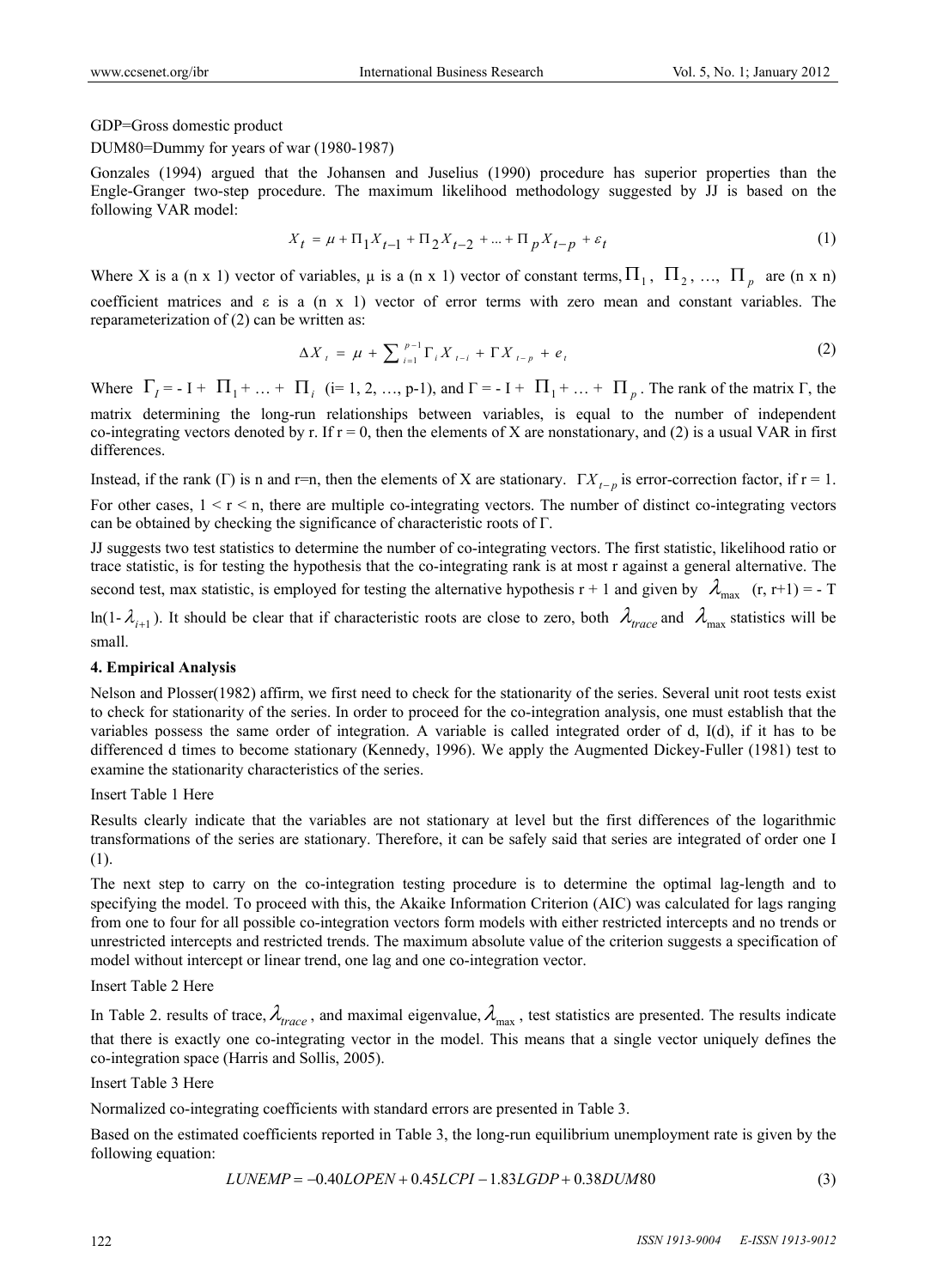GDP=Gross domestic product

DUM80=Dummy for years of war (1980-1987)

Gonzales (1994) argued that the Johansen and Juselius (1990) procedure has superior properties than the Engle-Granger two-step procedure. The maximum likelihood methodology suggested by JJ is based on the following VAR model:

$$X_t = \mu + \Pi_1 X_{t-1} + \Pi_2 X_{t-2} + ... + \Pi_p X_{t-p} + \varepsilon_t \tag{1}$$

Where X is a (n x 1) vector of variables, μ is a (n x 1) vector of constant terms, $\Pi_1$, $\Pi_2$, …, $\Pi_p$ are (n x n) coefficient matrices and ε is a (n x 1) vector of error terms with zero mean and constant variables. The reparameterization of (2) can be written as:

$$\Delta X_t = \mu + \sum_{i=1}^{p-1} \Gamma_i X_{t-i} + \Gamma X_{t-p} + e_t \tag{2}$$

Where $\Gamma_I$ = - I + $\Pi_1$ + … + $\Pi_i$ (i= 1, 2, …, p-1), and Γ = - I + $\Pi_1$ + … + $\Pi_p$. The rank of the matrix Γ, the matrix determining the long-run relationships between variables, is equal to the number of independent co-integrating vectors denoted by r. If r = 0, then the elements of X are nonstationary, and (2) is a usual VAR in first differences.

Instead, if the rank (Γ) is n and r=n, then the elements of X are stationary. $\Gamma X_{t-p}$ is error-correction factor, if r = 1. For other cases, 1 < r < n, there are multiple co-integrating vectors. The number of distinct co-integrating vectors can be obtained by checking the significance of characteristic roots of Γ.

JJ suggests two test statistics to determine the number of co-integrating vectors. The first statistic, likelihood ratio or trace statistic, is for testing the hypothesis that the co-integrating rank is at most r against a general alternative. The second test, max statistic, is employed for testing the alternative hypothesis r + 1 and given by $\lambda_{\max}$ (r, r+1) = - T ln(1- $\lambda_{i+1}$). It should be clear that if characteristic roots are close to zero, both $\lambda_{trace}$ and $\lambda_{\max}$ statistics will be small.

**4. Empirical Analysis**

Nelson and Plosser(1982) affirm, we first need to check for the stationarity of the series. Several unit root tests exist to check for stationarity of the series. In order to proceed for the co-integration analysis, one must establish that the variables possess the same order of integration. A variable is called integrated order of d, I(d), if it has to be differenced d times to become stationary (Kennedy, 1996). We apply the Augmented Dickey-Fuller (1981) test to examine the stationarity characteristics of the series.

Insert Table 1 Here

Results clearly indicate that the variables are not stationary at level but the first differences of the logarithmic transformations of the series are stationary. Therefore, it can be safely said that series are integrated of order one I (1).

The next step to carry on the co-integration testing procedure is to determine the optimal lag-length and to specifying the model. To proceed with this, the Akaike Information Criterion (AIC) was calculated for lags ranging from one to four for all possible co-integration vectors form models with either restricted intercepts and no trends or unrestricted intercepts and restricted trends. The maximum absolute value of the criterion suggests a specification of model without intercept or linear trend, one lag and one co-integration vector.

Insert Table 2 Here

In Table 2. results of trace, $\lambda_{trace}$, and maximal eigenvalue, $\lambda_{\max}$, test statistics are presented. The results indicate that there is exactly one co-integrating vector in the model. This means that a single vector uniquely defines the co-integration space (Harris and Sollis, 2005).

Insert Table 3 Here

Normalized co-integrating coefficients with standard errors are presented in Table 3.

Based on the estimated coefficients reported in Table 3, the long-run equilibrium unemployment rate is given by the following equation:

$$LUNEMP = -0.40LOPEN + 0.45LCPI - 1.83LGDP + 0.38DUM80 \tag{3}$$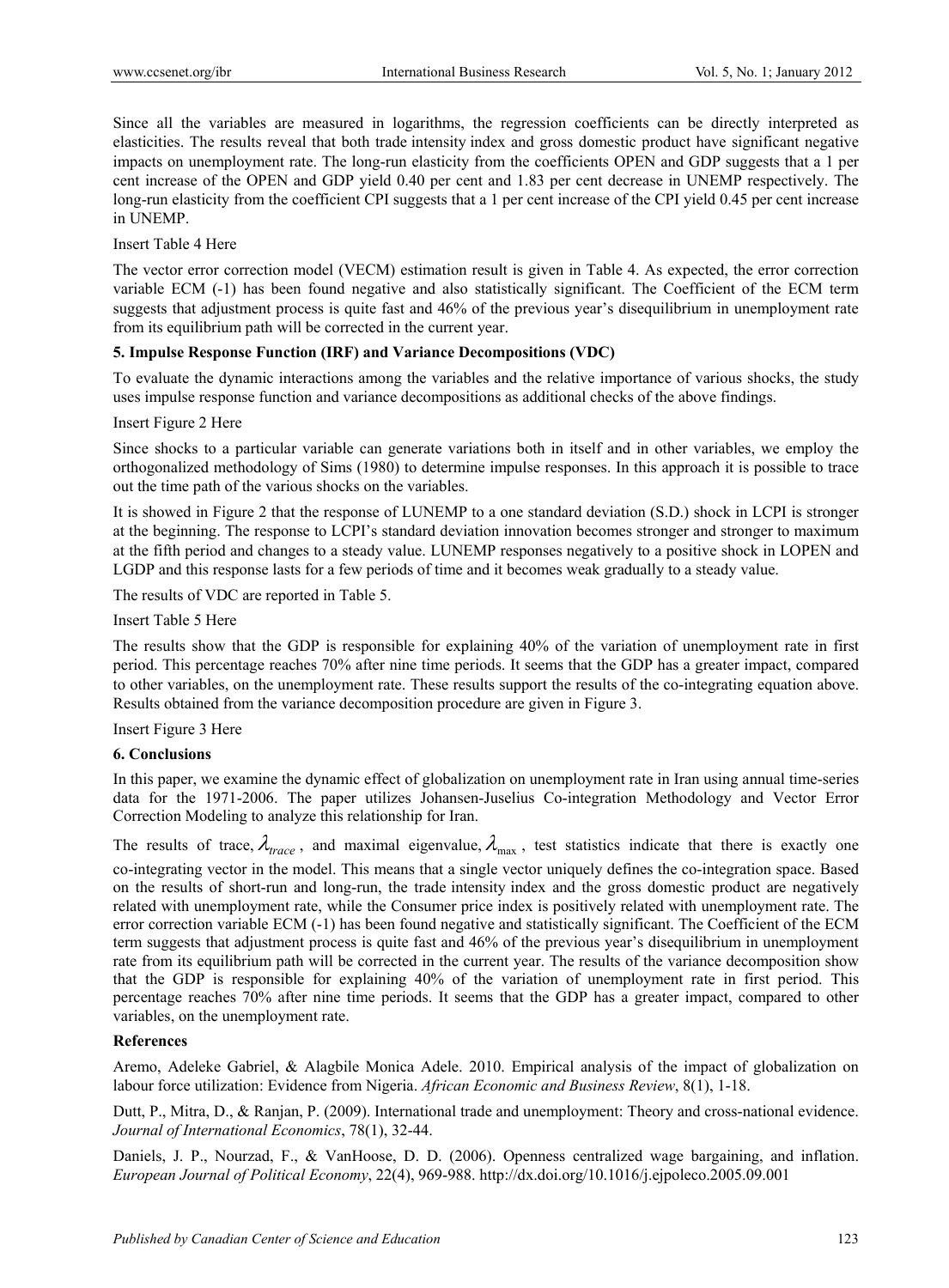Since all the variables are measured in logarithms, the regression coefficients can be directly interpreted as elasticities. The results reveal that both trade intensity index and gross domestic product have significant negative impacts on unemployment rate. The long-run elasticity from the coefficients OPEN and GDP suggests that a 1 per cent increase of the OPEN and GDP yield 0.40 per cent and 1.83 per cent decrease in UNEMP respectively. The long-run elasticity from the coefficient CPI suggests that a 1 per cent increase of the CPI yield 0.45 per cent increase in UNEMP.

Insert Table 4 Here

The vector error correction model (VECM) estimation result is given in Table 4. As expected, the error correction variable ECM (-1) has been found negative and also statistically significant. The Coefficient of the ECM term suggests that adjustment process is quite fast and 46% of the previous year's disequilibrium in unemployment rate from its equilibrium path will be corrected in the current year.

## 5. Impulse Response Function (IRF) and Variance Decompositions (VDC)

To evaluate the dynamic interactions among the variables and the relative importance of various shocks, the study uses impulse response function and variance decompositions as additional checks of the above findings.

Insert Figure 2 Here

Since shocks to a particular variable can generate variations both in itself and in other variables, we employ the orthogonalized methodology of Sims (1980) to determine impulse responses. In this approach it is possible to trace out the time path of the various shocks on the variables.

It is showed in Figure 2 that the response of LUNEMP to a one standard deviation (S.D.) shock in LCPI is stronger at the beginning. The response to LCPI's standard deviation innovation becomes stronger and stronger to maximum at the fifth period and changes to a steady value. LUNEMP responses negatively to a positive shock in LOPEN and LGDP and this response lasts for a few periods of time and it becomes weak gradually to a steady value.

The results of VDC are reported in Table 5.

Insert Table 5 Here

The results show that the GDP is responsible for explaining 40% of the variation of unemployment rate in first period. This percentage reaches 70% after nine time periods. It seems that the GDP has a greater impact, compared to other variables, on the unemployment rate. These results support the results of the co-integrating equation above. Results obtained from the variance decomposition procedure are given in Figure 3.

Insert Figure 3 Here

## 6. Conclusions

In this paper, we examine the dynamic effect of globalization on unemployment rate in Iran using annual time-series data for the 1971-2006. The paper utilizes Johansen-Juselius Co-integration Methodology and Vector Error Correction Modeling to analyze this relationship for Iran.

The results of trace, $\lambda_{trace}$, and maximal eigenvalue, $\lambda_{\max}$, test statistics indicate that there is exactly one co-integrating vector in the model. This means that a single vector uniquely defines the co-integration space. Based on the results of short-run and long-run, the trade intensity index and the gross domestic product are negatively related with unemployment rate, while the Consumer price index is positively related with unemployment rate. The error correction variable ECM (-1) has been found negative and statistically significant. The Coefficient of the ECM term suggests that adjustment process is quite fast and 46% of the previous year's disequilibrium in unemployment rate from its equilibrium path will be corrected in the current year. The results of the variance decomposition show that the GDP is responsible for explaining 40% of the variation of unemployment rate in first period. This percentage reaches 70% after nine time periods. It seems that the GDP has a greater impact, compared to other variables, on the unemployment rate.

## References

Aremo, Adeleke Gabriel, & Alagbile Monica Adele. 2010. Empirical analysis of the impact of globalization on labour force utilization: Evidence from Nigeria. *African Economic and Business Review*, 8(1), 1-18.

Dutt, P., Mitra, D., & Ranjan, P. (2009). International trade and unemployment: Theory and cross-national evidence. *Journal of International Economics*, 78(1), 32-44.

Daniels, J. P., Nourzad, F., & VanHoose, D. D. (2006). Openness centralized wage bargaining, and inflation. *European Journal of Political Economy*, 22(4), 969-988. http://dx.doi.org/10.1016/j.ejpoleco.2005.09.001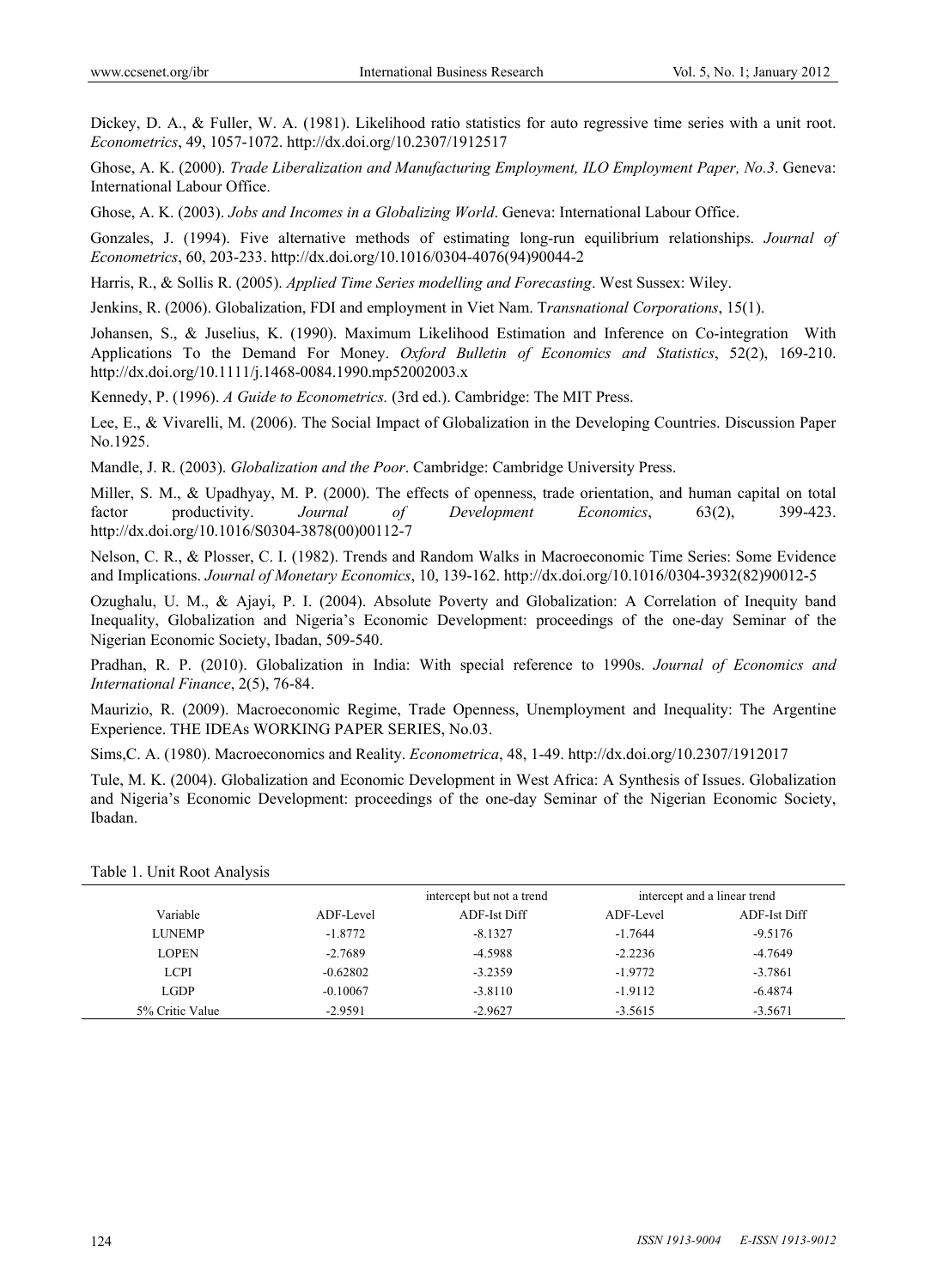Dickey, D. A., & Fuller, W. A. (1981). Likelihood ratio statistics for auto regressive time series with a unit root. *Econometrics*, 49, 1057-1072. http://dx.doi.org/10.2307/1912517

Ghose, A. K. (2000). *Trade Liberalization and Manufacturing Employment, ILO Employment Paper, No.3*. Geneva: International Labour Office.

Ghose, A. K. (2003). *Jobs and Incomes in a Globalizing World*. Geneva: International Labour Office.

Gonzales, J. (1994). Five alternative methods of estimating long-run equilibrium relationships. *Journal of Econometrics*, 60, 203-233. http://dx.doi.org/10.1016/0304-4076(94)90044-2

Harris, R., & Sollis R. (2005). *Applied Time Series modelling and Forecasting*. West Sussex: Wiley.

Jenkins, R. (2006). Globalization, FDI and employment in Viet Nam. T*ransnational Corporations*, 15(1).

Johansen, S., & Juselius, K. (1990). Maximum Likelihood Estimation and Inference on Co-integration With Applications To the Demand For Money. *Oxford Bulletin of Economics and Statistics*, 52(2), 169-210. http://dx.doi.org/10.1111/j.1468-0084.1990.mp52002003.x

Kennedy, P. (1996). *A Guide to Econometrics.* (3rd ed.). Cambridge: The MIT Press.

Lee, E., & Vivarelli, M. (2006). The Social Impact of Globalization in the Developing Countries. Discussion Paper No.1925.

Mandle, J. R. (2003). *Globalization and the Poor*. Cambridge: Cambridge University Press.

Miller, S. M., & Upadhyay, M. P. (2000). The effects of openness, trade orientation, and human capital on total factor productivity. *Journal of Development Economics*, 63(2), 399-423. http://dx.doi.org/10.1016/S0304-3878(00)00112-7

Nelson, C. R., & Plosser, C. I. (1982). Trends and Random Walks in Macroeconomic Time Series: Some Evidence and Implications. *Journal of Monetary Economics*, 10, 139-162. http://dx.doi.org/10.1016/0304-3932(82)90012-5

Ozughalu, U. M., & Ajayi, P. I. (2004). Absolute Poverty and Globalization: A Correlation of Inequity band Inequality, Globalization and Nigeria's Economic Development: proceedings of the one-day Seminar of the Nigerian Economic Society, Ibadan, 509-540.

Pradhan, R. P. (2010). Globalization in India: With special reference to 1990s. *Journal of Economics and International Finance*, 2(5), 76-84.

Maurizio, R. (2009). Macroeconomic Regime, Trade Openness, Unemployment and Inequality: The Argentine Experience. THE IDEAs WORKING PAPER SERIES, No.03.

Sims,C. A. (1980). Macroeconomics and Reality. *Econometrica*, 48, 1-49. http://dx.doi.org/10.2307/1912017

Tule, M. K. (2004). Globalization and Economic Development in West Africa: A Synthesis of Issues. Globalization and Nigeria's Economic Development: proceedings of the one-day Seminar of the Nigerian Economic Society, Ibadan.

Table 1. Unit Root Analysis

| | intercept but not a trend | | intercept and a linear trend | |
|---|---|---|---|---|
| Variable | ADF-Level | ADF-Ist Diff | ADF-Level | ADF-Ist Diff |
| LUNEMP | -1.8772 | -8.1327 | -1.7644 | -9.5176 |
| LOPEN | -2.7689 | -4.5988 | -2.2236 | -4.7649 |
| LCPI | -0.62802 | -3.2359 | -1.9772 | -3.7861 |
| LGDP | -0.10067 | -3.8110 | -1.9112 | -6.4874 |
| 5% Critic Value | -2.9591 | -2.9627 | -3.5615 | -3.5671 |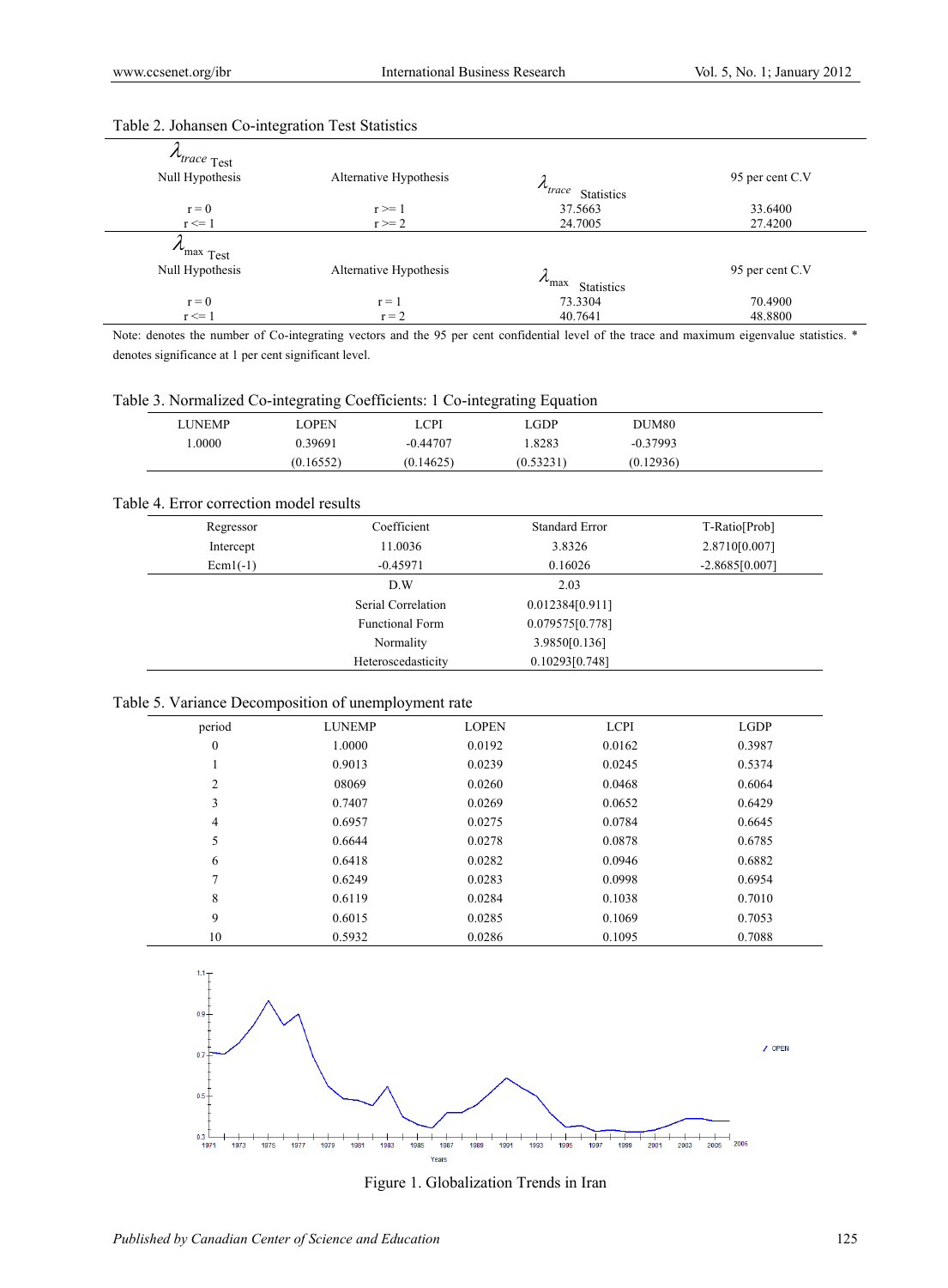Table 2. Johansen Co-integration Test Statistics

| $\lambda_{trace}$ Test Null Hypothesis | Alternative Hypothesis | $\lambda_{trace}$ Statistics | 95 per cent C.V |
|---|---|---|---|
| r = 0 | r >= 1 | 37.5663 | 33.6400 |
| r <= 1 | r >= 2 | 24.7005 | 27.4200 |
| $\lambda_{max}$ Test Null Hypothesis | Alternative Hypothesis | $\lambda_{max}$ Statistics | 95 per cent C.V |
| r = 0 | r = 1 | 73.3304 | 70.4900 |
| r <= 1 | r = 2 | 40.7641 | 48.8800 |

Note: denotes the number of Co-integrating vectors and the 95 per cent confidential level of the trace and maximum eigenvalue statistics. * denotes significance at 1 per cent significant level.

Table 3. Normalized Co-integrating Coefficients: 1 Co-integrating Equation

| LUNEMP | LOPEN | LCPI | LGDP | DUM80 |
|---|---|---|---|---|
| 1.0000 | 0.39691 | -0.44707 | 1.8283 | -0.37993 |
| | (0.16552) | (0.14625) | (0.53231) | (0.12936) |

Table 4. Error correction model results

| Regressor | Coefficient | Standard Error | T-Ratio[Prob] |
|---|---|---|---|
| Intercept | 11.0036 | 3.8326 | 2.8710[0.007] |
| Ecm1(-1) | -0.45971 | 0.16026 | -2.8685[0.007] |
| | D.W | 2.03 | |
| | Serial Correlation | 0.012384[0.911] | |
| | Functional Form | 0.079575[0.778] | |
| | Normality | 3.9850[0.136] | |
| | Heteroscedasticity | 0.10293[0.748] | |

Table 5. Variance Decomposition of unemployment rate

| period | LUNEMP | LOPEN | LCPI | LGDP |
|---|---|---|---|---|
| 0 | 1.0000 | 0.0192 | 0.0162 | 0.3987 |
| 1 | 0.9013 | 0.0239 | 0.0245 | 0.5374 |
| 2 | 08069 | 0.0260 | 0.0468 | 0.6064 |
| 3 | 0.7407 | 0.0269 | 0.0652 | 0.6429 |
| 4 | 0.6957 | 0.0275 | 0.0784 | 0.6645 |
| 5 | 0.6644 | 0.0278 | 0.0878 | 0.6785 |
| 6 | 0.6418 | 0.0282 | 0.0946 | 0.6882 |
| 7 | 0.6249 | 0.0283 | 0.0998 | 0.6954 |
| 8 | 0.6119 | 0.0284 | 0.1038 | 0.7010 |
| 9 | 0.6015 | 0.0285 | 0.1069 | 0.7053 |
| 10 | 0.5932 | 0.0286 | 0.1095 | 0.7088 |

Figure 1. Globalization Trends in Iran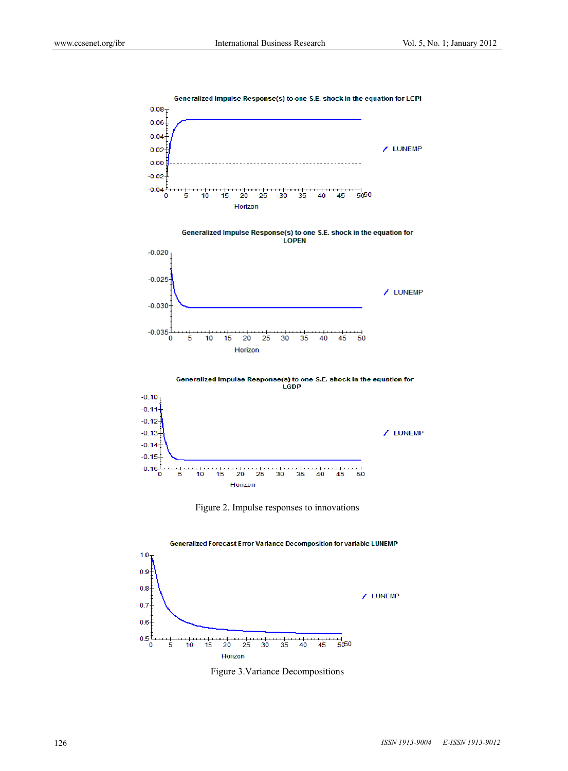Generalized Impulse Response(s) to one S.E. shock in the equation for LCPI

0.08
0.06
0.04
0.02
0.00
-0.02
-0.04

0 5 10 15 20 25 30 35 40 45 50 50

Horizon

LUNEMP

Generalized Impulse Response(s) to one S.E. shock in the equation for LOPEN

-0.020
-0.025
-0.030
-0.035

0 5 10 15 20 25 30 35 40 45 50

Horizon

LUNEMP

Generalized Impulse Response(s) to one S.E. shock in the equation for LGDP

-0.10
-0.11
-0.12
-0.13
-0.14
-0.15
-0.16

0 5 10 15 20 25 30 35 40 45 50

Horizon

LUNEMP

Figure 2. Impulse responses to innovations

Generalized Forecast Error Variance Decomposition for variable LUNEMP

1.0
0.9
0.8
0.7
0.6
0.5

0 5 10 15 20 25 30 35 40 45 50 50

Horizon

LUNEMP

Figure 3.Variance Decompositions